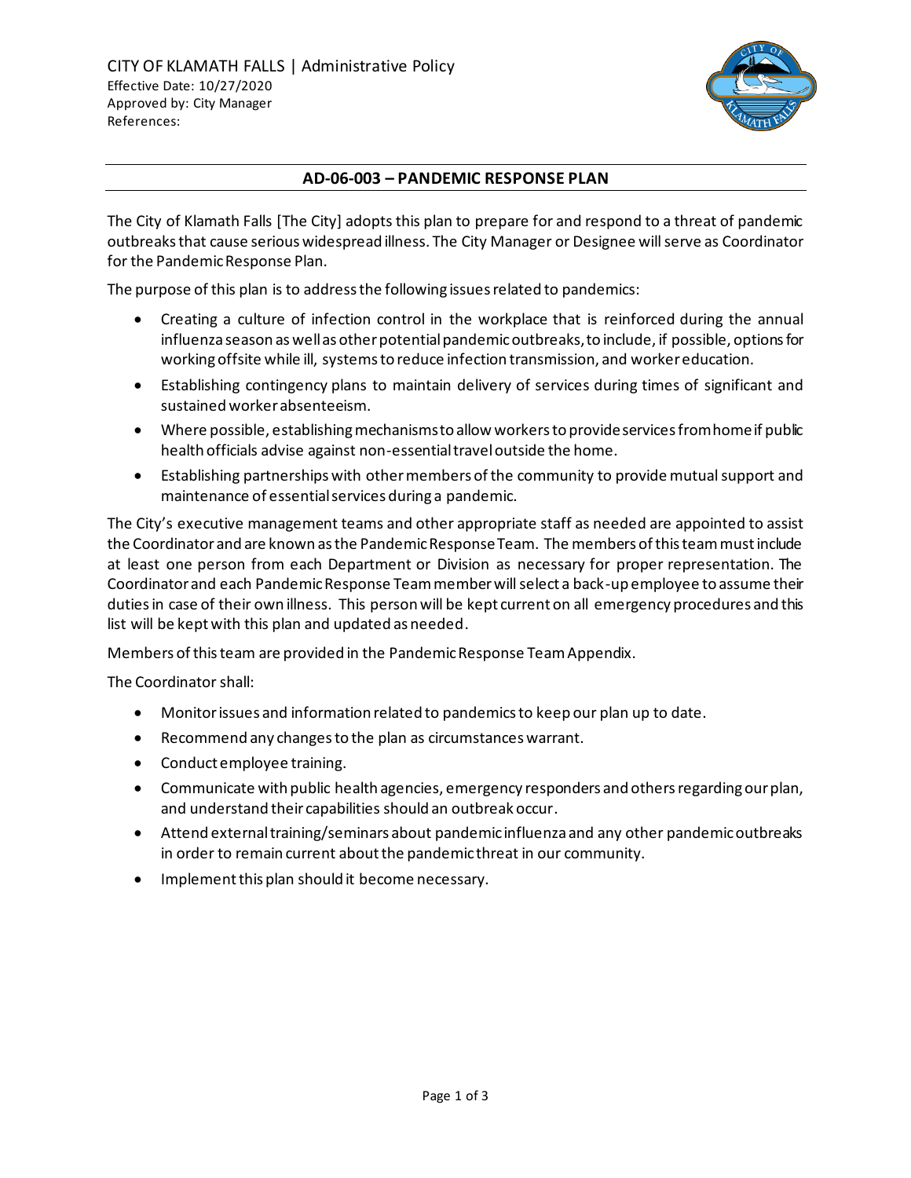CITY OF KLAMATH FALLS | Administrative Policy
Effective Date: 10/27/2020
Approved by: City Manager
References:

# AD-06-003 – PANDEMIC RESPONSE PLAN

The City of Klamath Falls [The City] adopts this plan to prepare for and respond to a threat of pandemic outbreaks that cause serious widespread illness. The City Manager or Designee will serve as Coordinator for the Pandemic Response Plan.

The purpose of this plan is to address the following issues related to pandemics:

- Creating a culture of infection control in the workplace that is reinforced during the annual influenza season as well as other potential pandemic outbreaks, to include, if possible, options for working offsite while ill, systems to reduce infection transmission, and worker education.
- Establishing contingency plans to maintain delivery of services during times of significant and sustained worker absenteeism.
- Where possible, establishing mechanisms to allow workers to provide services from home if public health officials advise against non-essential travel outside the home.
- Establishing partnerships with other members of the community to provide mutual support and maintenance of essential services during a pandemic.

The City's executive management teams and other appropriate staff as needed are appointed to assist the Coordinator and are known as the Pandemic Response Team. The members of this team must include at least one person from each Department or Division as necessary for proper representation. The Coordinator and each Pandemic Response Team member will select a back-up employee to assume their duties in case of their own illness. This person will be kept current on all emergency procedures and this list will be kept with this plan and updated as needed.

Members of this team are provided in the Pandemic Response Team Appendix.

The Coordinator shall:

- Monitor issues and information related to pandemics to keep our plan up to date.
- Recommend any changes to the plan as circumstances warrant.
- Conduct employee training.
- Communicate with public health agencies, emergency responders and others regarding our plan, and understand their capabilities should an outbreak occur.
- Attend external training/seminars about pandemic influenza and any other pandemic outbreaks in order to remain current about the pandemic threat in our community.
- Implement this plan should it become necessary.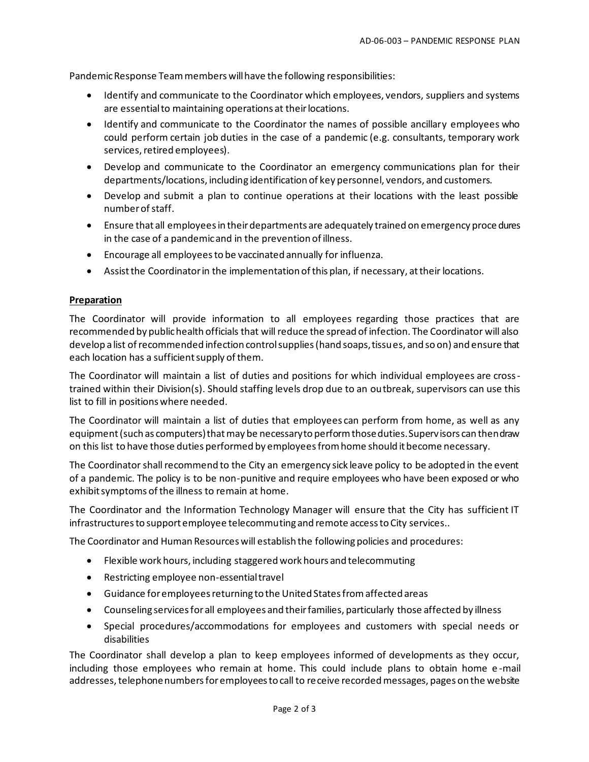Pandemic Response Team members will have the following responsibilities:

- Identify and communicate to the Coordinator which employees, vendors, suppliers and systems are essential to maintaining operations at their locations.
- Identify and communicate to the Coordinator the names of possible ancillary employees who could perform certain job duties in the case of a pandemic (e.g. consultants, temporary work services, retired employees).
- Develop and communicate to the Coordinator an emergency communications plan for their departments/locations, including identification of key personnel, vendors, and customers.
- Develop and submit a plan to continue operations at their locations with the least possible number of staff.
- Ensure that all employees in their departments are adequately trained on emergency procedures in the case of a pandemic and in the prevention of illness.
- Encourage all employees to be vaccinated annually for influenza.
- Assist the Coordinator in the implementation of this plan, if necessary, at their locations.

**Preparation**

The Coordinator will provide information to all employees regarding those practices that are recommended by public health officials that will reduce the spread of infection. The Coordinator will also develop a list of recommended infection control supplies (hand soaps, tissues, and so on) and ensure that each location has a sufficient supply of them.

The Coordinator will maintain a list of duties and positions for which individual employees are cross-trained within their Division(s). Should staffing levels drop due to an outbreak, supervisors can use this list to fill in positions where needed.

The Coordinator will maintain a list of duties that employees can perform from home, as well as any equipment (such as computers) that may be necessary to perform those duties. Supervisors can then draw on this list to have those duties performed by employees from home should it become necessary.

The Coordinator shall recommend to the City an emergency sick leave policy to be adopted in the event of a pandemic. The policy is to be non-punitive and require employees who have been exposed or who exhibit symptoms of the illness to remain at home.

The Coordinator and the Information Technology Manager will ensure that the City has sufficient IT infrastructures to support employee telecommuting and remote access to City services..

The Coordinator and Human Resources will establish the following policies and procedures:

- Flexible work hours, including staggered work hours and telecommuting
- Restricting employee non-essential travel
- Guidance for employees returning to the United States from affected areas
- Counseling services for all employees and their families, particularly those affected by illness
- Special procedures/accommodations for employees and customers with special needs or disabilities

The Coordinator shall develop a plan to keep employees informed of developments as they occur, including those employees who remain at home. This could include plans to obtain home e-mail addresses, telephone numbers for employees to call to receive recorded messages, pages on the website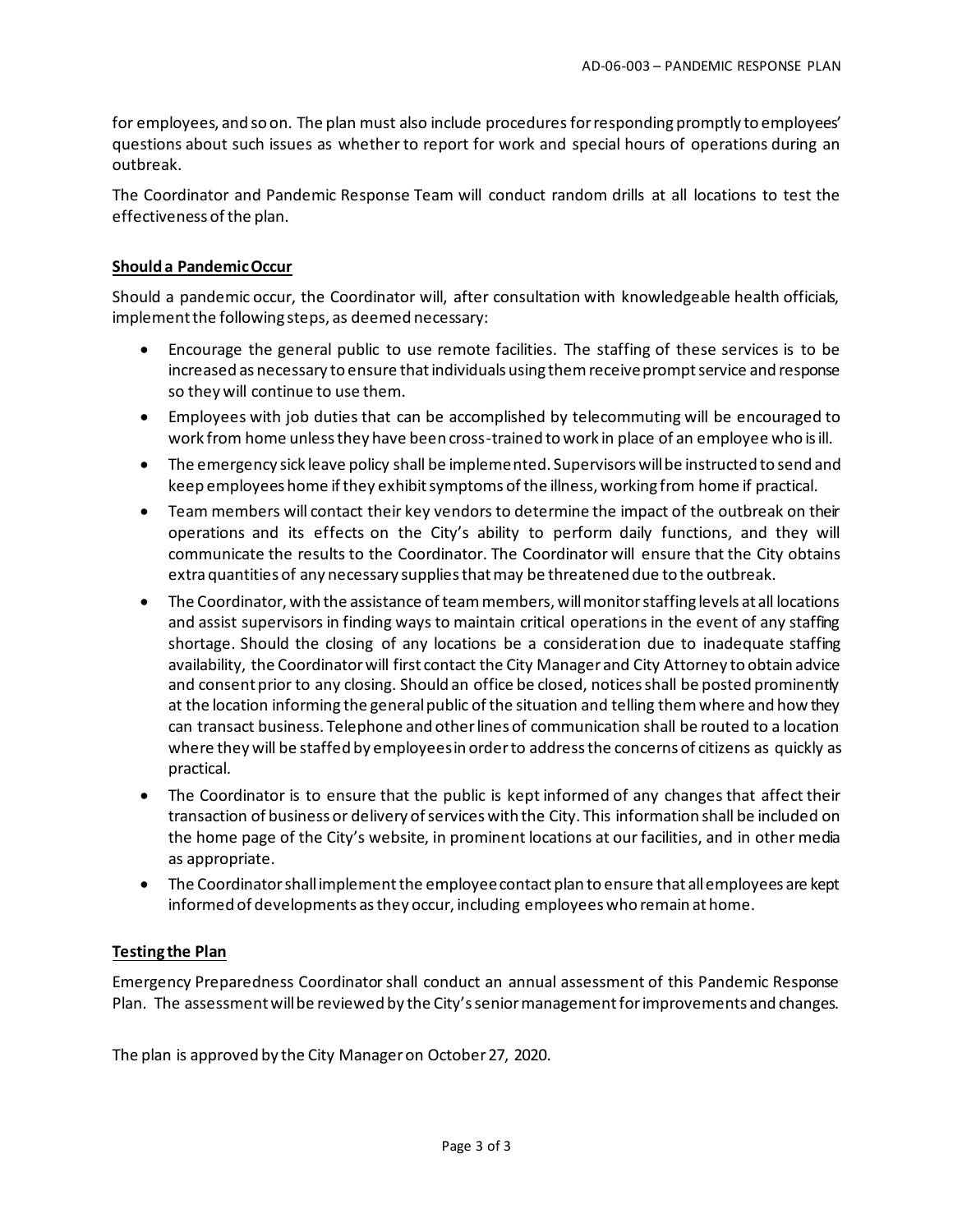for employees, and so on. The plan must also include procedures for responding promptly to employees' questions about such issues as whether to report for work and special hours of operations during an outbreak.

The Coordinator and Pandemic Response Team will conduct random drills at all locations to test the effectiveness of the plan.

## Should a Pandemic Occur

Should a pandemic occur, the Coordinator will, after consultation with knowledgeable health officials, implement the following steps, as deemed necessary:

- Encourage the general public to use remote facilities. The staffing of these services is to be increased as necessary to ensure that individuals using them receive prompt service and response so they will continue to use them.
- Employees with job duties that can be accomplished by telecommuting will be encouraged to work from home unless they have been cross-trained to work in place of an employee who is ill.
- The emergency sick leave policy shall be implemented. Supervisors will be instructed to send and keep employees home if they exhibit symptoms of the illness, working from home if practical.
- Team members will contact their key vendors to determine the impact of the outbreak on their operations and its effects on the City's ability to perform daily functions, and they will communicate the results to the Coordinator. The Coordinator will ensure that the City obtains extra quantities of any necessary supplies that may be threatened due to the outbreak.
- The Coordinator, with the assistance of team members, will monitor staffing levels at all locations and assist supervisors in finding ways to maintain critical operations in the event of any staffing shortage. Should the closing of any locations be a consideration due to inadequate staffing availability, the Coordinator will first contact the City Manager and City Attorney to obtain advice and consent prior to any closing. Should an office be closed, notices shall be posted prominently at the location informing the general public of the situation and telling them where and how they can transact business. Telephone and other lines of communication shall be routed to a location where they will be staffed by employees in order to address the concerns of citizens as quickly as practical.
- The Coordinator is to ensure that the public is kept informed of any changes that affect their transaction of business or delivery of services with the City. This information shall be included on the home page of the City's website, in prominent locations at our facilities, and in other media as appropriate.
- The Coordinator shall implement the employee contact plan to ensure that all employees are kept informed of developments as they occur, including employees who remain at home.

## Testing the Plan

Emergency Preparedness Coordinator shall conduct an annual assessment of this Pandemic Response Plan. The assessment will be reviewed by the City's senior management for improvements and changes.

The plan is approved by the City Manager on October 27, 2020.